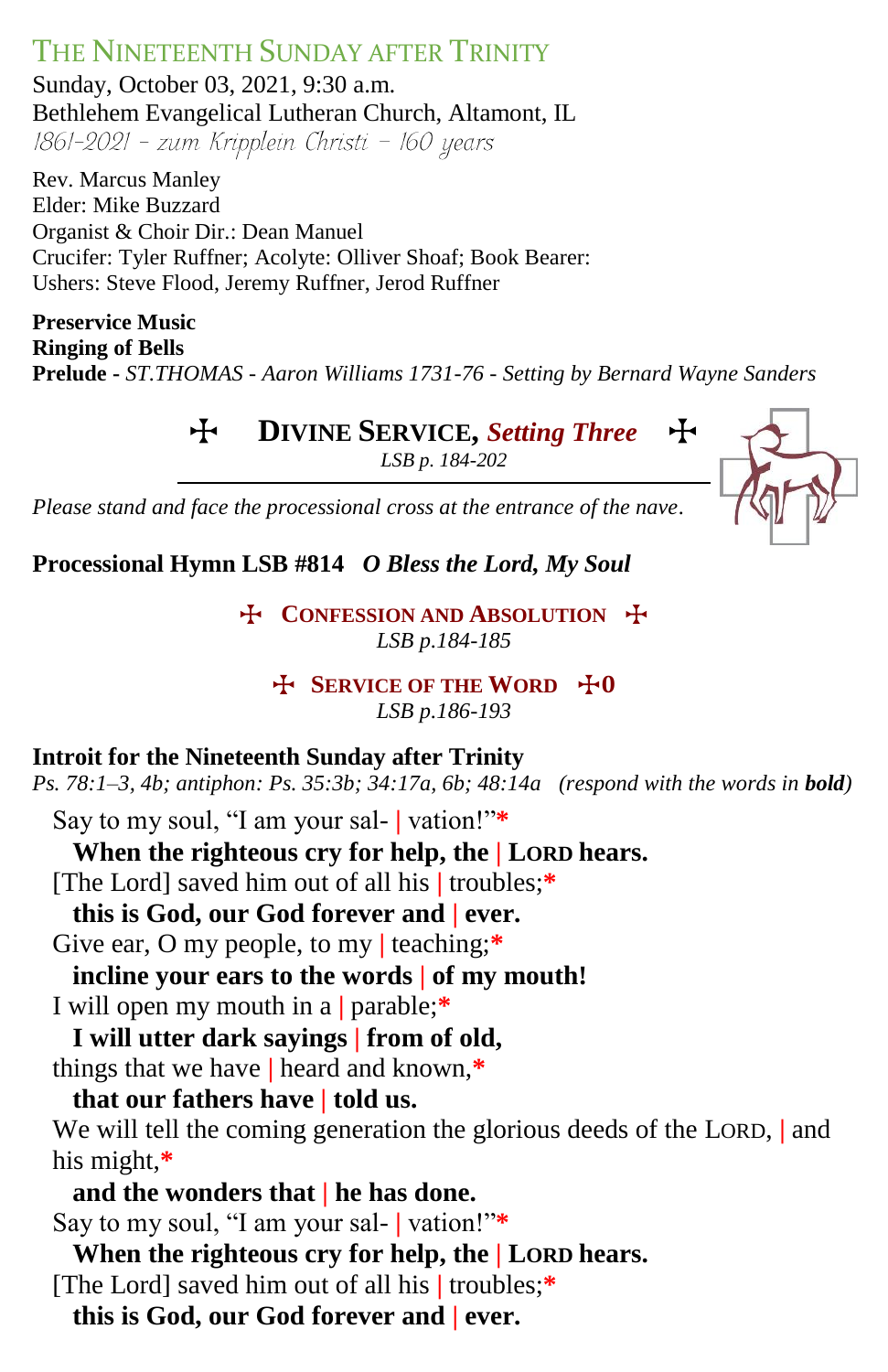# The Nineteenth Sunday after Trinity

Sunday, October 03, 2021, 9:30 a.m.
Bethlehem Evangelical Lutheran Church, Altamont, IL
*1861-2021 – zum Kripplein Christi – 160 years*

Rev. Marcus Manley
Elder: Mike Buzzard
Organist & Choir Dir.: Dean Manuel
Crucifer: Tyler Ruffner; Acolyte: Olliver Shoaf; Book Bearer:
Ushers: Steve Flood, Jeremy Ruffner, Jerod Ruffner

**Preservice Music**
**Ringing of Bells**
**Prelude -** *ST.THOMAS - Aaron Williams 1731-76 - Setting by Bernard Wayne Sanders*

## ✠ Divine Service, *Setting Three* ✠

*LSB p. 184-202*

*Please stand and face the processional cross at the entrance of the nave.*

**Processional Hymn LSB #814** ***O Bless the Lord, My Soul***

### ✠ Confession and Absolution ✠

*LSB p.184-185*

### ✠ Service of the Word ✠0

*LSB p.186-193*

**Introit for the Nineteenth Sunday after Trinity**
*Ps. 78:1–3, 4b; antiphon: Ps. 35:3b; 34:17a, 6b; 48:14a (respond with the words in* ***bold****)*

Say to my soul, "I am your sal- | vation!"*
**When the righteous cry for help, the | Lord hears.**
[The Lord] saved him out of all his | troubles;*
**this is God, our God forever and | ever.**
Give ear, O my people, to my | teaching;*
**incline your ears to the words | of my mouth!**
I will open my mouth in a | parable;*
**I will utter dark sayings | from of old,**
things that we have | heard and known,*
**that our fathers have | told us.**
We will tell the coming generation the glorious deeds of the Lord, | and his might,*
**and the wonders that | he has done.**
Say to my soul, "I am your sal- | vation!"*
**When the righteous cry for help, the | Lord hears.**
[The Lord] saved him out of all his | troubles;*
**this is God, our God forever and | ever.**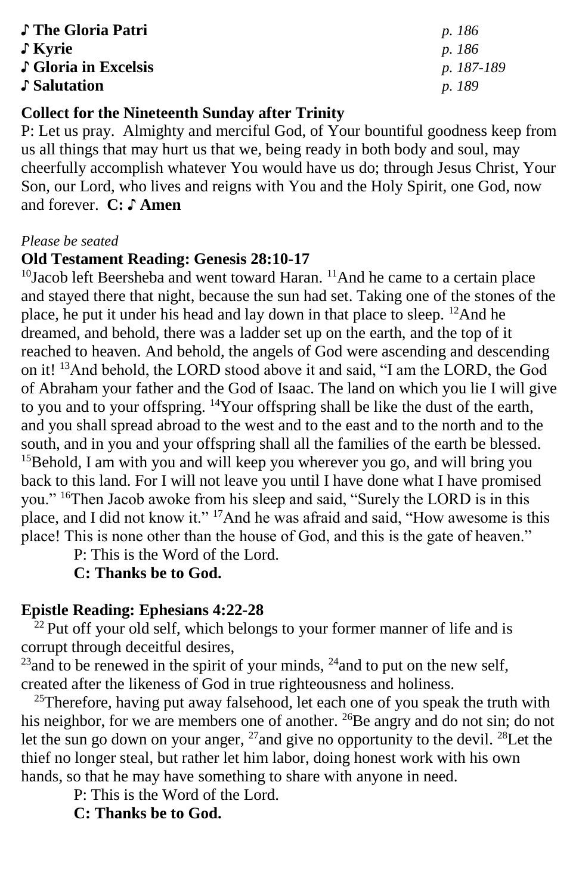**♪ The Gloria Patri** *p. 186*
**♪ Kyrie** *p. 186*
**♪ Gloria in Excelsis** *p. 187-189*
**♪ Salutation** *p. 189*

**Collect for the Nineteenth Sunday after Trinity**

P: Let us pray. Almighty and merciful God, of Your bountiful goodness keep from us all things that may hurt us that we, being ready in both body and soul, may cheerfully accomplish whatever You would have us do; through Jesus Christ, Your Son, our Lord, who lives and reigns with You and the Holy Spirit, one God, now and forever. **C: ♪ Amen**

*Please be seated*

**Old Testament Reading: Genesis 28:10-17**

[10]Jacob left Beersheba and went toward Haran. [11]And he came to a certain place and stayed there that night, because the sun had set. Taking one of the stones of the place, he put it under his head and lay down in that place to sleep. [12]And he dreamed, and behold, there was a ladder set up on the earth, and the top of it reached to heaven. And behold, the angels of God were ascending and descending on it! [13]And behold, the LORD stood above it and said, "I am the LORD, the God of Abraham your father and the God of Isaac. The land on which you lie I will give to you and to your offspring. [14]Your offspring shall be like the dust of the earth, and you shall spread abroad to the west and to the east and to the north and to the south, and in you and your offspring shall all the families of the earth be blessed. [15]Behold, I am with you and will keep you wherever you go, and will bring you back to this land. For I will not leave you until I have done what I have promised you." [16]Then Jacob awoke from his sleep and said, "Surely the LORD is in this place, and I did not know it." [17]And he was afraid and said, "How awesome is this place! This is none other than the house of God, and this is the gate of heaven."

P: This is the Word of the Lord.
**C: Thanks be to God.**

**Epistle Reading: Ephesians 4:22-28**

[22] Put off your old self, which belongs to your former manner of life and is corrupt through deceitful desires,
[23]and to be renewed in the spirit of your minds, [24]and to put on the new self, created after the likeness of God in true righteousness and holiness.

[25]Therefore, having put away falsehood, let each one of you speak the truth with his neighbor, for we are members one of another. [26]Be angry and do not sin; do not let the sun go down on your anger, [27]and give no opportunity to the devil. [28]Let the thief no longer steal, but rather let him labor, doing honest work with his own hands, so that he may have something to share with anyone in need.

P: This is the Word of the Lord.
**C: Thanks be to God.**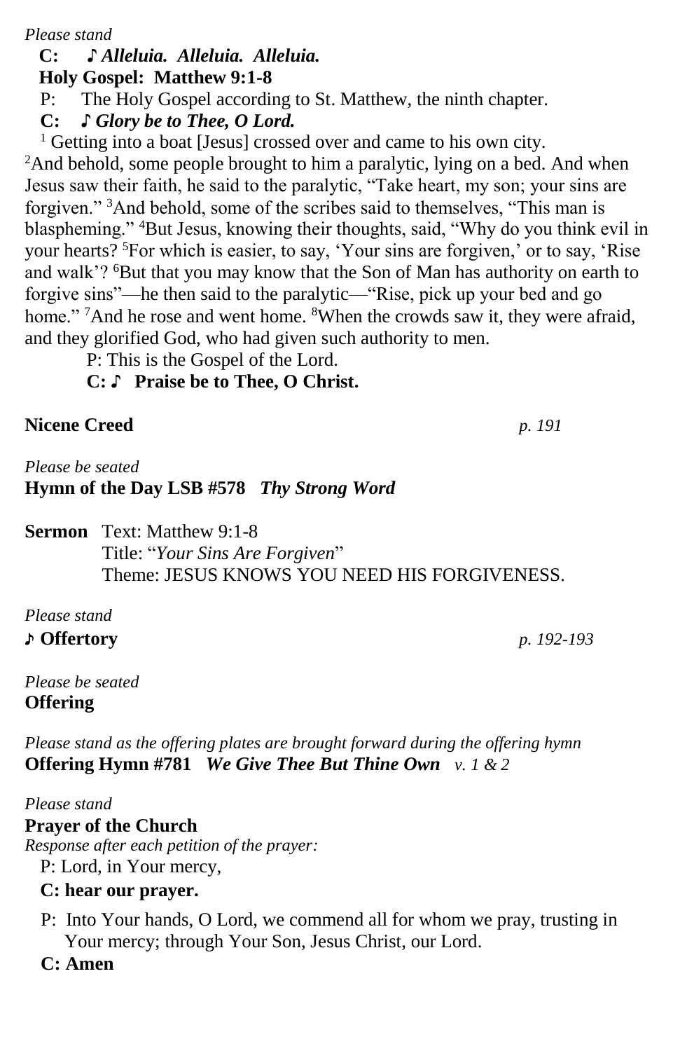*Please stand*

**C: ♪ *Alleluia. Alleluia. Alleluia.***

**Holy Gospel: Matthew 9:1-8**

P: The Holy Gospel according to St. Matthew, the ninth chapter.

**C: ♪ *Glory be to Thee, O Lord.***

[1] Getting into a boat [Jesus] crossed over and came to his own city. [2]And behold, some people brought to him a paralytic, lying on a bed. And when Jesus saw their faith, he said to the paralytic, "Take heart, my son; your sins are forgiven." [3]And behold, some of the scribes said to themselves, "This man is blaspheming." [4]But Jesus, knowing their thoughts, said, "Why do you think evil in your hearts? [5]For which is easier, to say, 'Your sins are forgiven,' or to say, 'Rise and walk'? [6]But that you may know that the Son of Man has authority on earth to forgive sins"—he then said to the paralytic—"Rise, pick up your bed and go home." [7]And he rose and went home. [8]When the crowds saw it, they were afraid, and they glorified God, who had given such authority to men.

P: This is the Gospel of the Lord.

**C: ♪ Praise be to Thee, O Christ.**

**Nicene Creed** *p. 191*

*Please be seated*

**Hymn of the Day LSB #578** ***Thy Strong Word***

**Sermon** Text: Matthew 9:1-8
Title: "*Your Sins Are Forgiven*"
Theme: JESUS KNOWS YOU NEED HIS FORGIVENESS.

*Please stand*

**♪ Offertory** *p. 192-193*

*Please be seated*

**Offering**

*Please stand as the offering plates are brought forward during the offering hymn*

**Offering Hymn #781** ***We Give Thee But Thine Own*** *v. 1 & 2*

*Please stand*

**Prayer of the Church**

*Response after each petition of the prayer:*

P: Lord, in Your mercy,

**C: hear our prayer.**

P: Into Your hands, O Lord, we commend all for whom we pray, trusting in Your mercy; through Your Son, Jesus Christ, our Lord.

**C: Amen**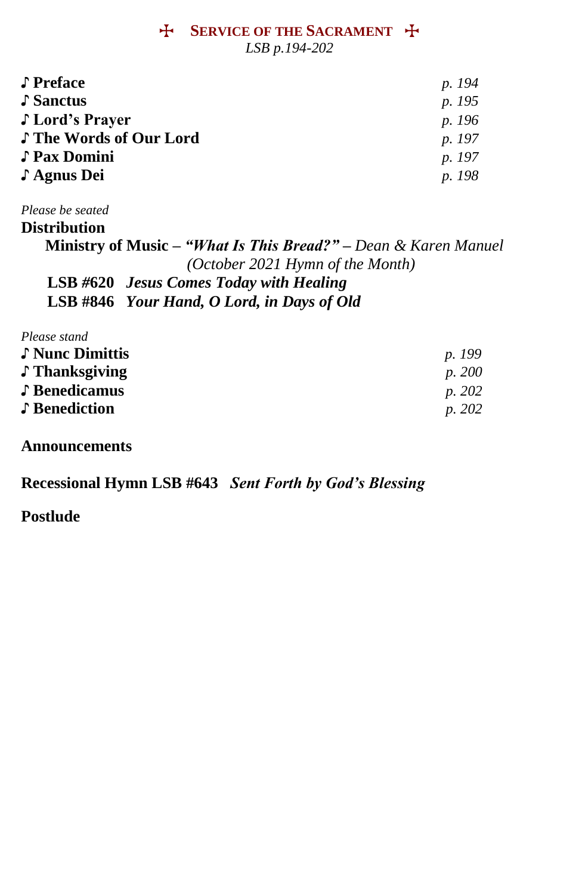## ✠ SERVICE OF THE SACRAMENT ✠

*LSB p.194-202*

| | |
|---|---|
| ♪ **Preface** | *p. 194* |
| ♪ **Sanctus** | *p. 195* |
| ♪ **Lord's Prayer** | *p. 196* |
| ♪ **The Words of Our Lord** | *p. 197* |
| ♪ **Pax Domini** | *p. 197* |
| ♪ **Agnus Dei** | *p. 198* |

*Please be seated*

**Distribution**

**Ministry of Music – *"What Is This Bread?"*** – *Dean & Karen Manuel (October 2021 Hymn of the Month)*

**LSB #620** ***Jesus Comes Today with Healing***

**LSB #846** ***Your Hand, O Lord, in Days of Old***

*Please stand*

| | |
|---|---|
| ♪ **Nunc Dimittis** | *p. 199* |
| ♪ **Thanksgiving** | *p. 200* |
| ♪ **Benedicamus** | *p. 202* |
| ♪ **Benediction** | *p. 202* |

**Announcements**

**Recessional Hymn LSB #643** ***Sent Forth by God's Blessing***

**Postlude**